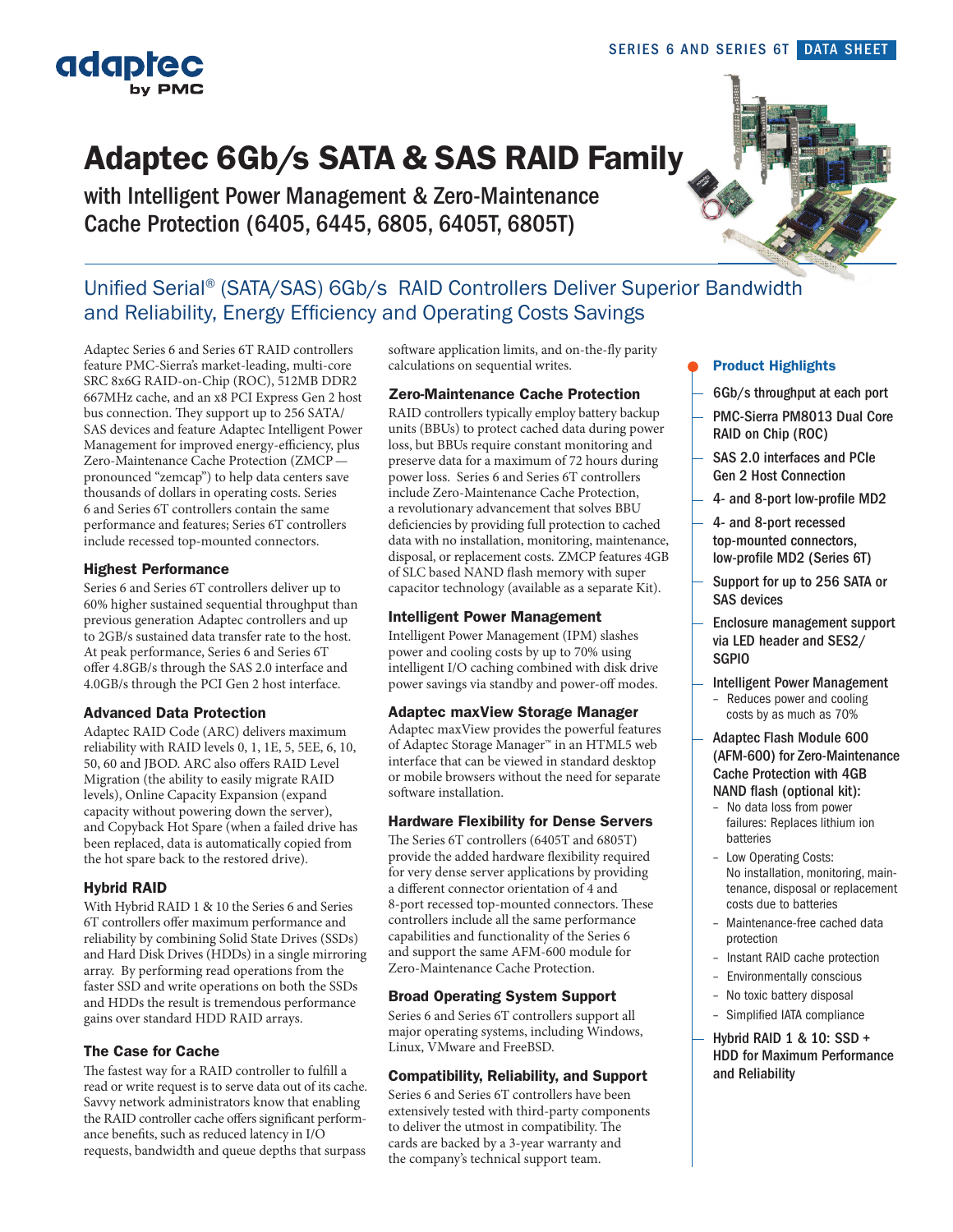# Adaptec 6Gb/s SATA & SAS RAID Family

## with Intelligent Power Management & Zero-Maintenance Cache Protection (6405, 6445, 6805, 6405T, 6805T)

## Unified Serial® (SATA/SAS) 6Gb/s RAID Controllers Deliver Superior Bandwidth and Reliability, Energy Efficiency and Operating Costs Savings

Adaptec Series 6 and Series 6T RAID controllers feature PMC-Sierra's market-leading, multi-core SRC 8x6G RAID-on-Chip (ROC), 512MB DDR2 667MHz cache, and an x8 PCI Express Gen 2 host bus connection. They support up to 256 SATA/SAS devices and feature Adaptec Intelligent Power Management for improved energy-efficiency, plus Zero-Maintenance Cache Protection (ZMCP — pronounced "zemcap") to help data centers save thousands of dollars in operating costs. Series 6 and Series 6T controllers contain the same performance and features; Series 6T controllers include recessed top-mounted connectors.

### Highest Performance

Series 6 and Series 6T controllers deliver up to 60% higher sustained sequential throughput than previous generation Adaptec controllers and up to 2GB/s sustained data transfer rate to the host. At peak performance, Series 6 and Series 6T offer 4.8GB/s through the SAS 2.0 interface and 4.0GB/s through the PCI Gen 2 host interface.

### Advanced Data Protection

Adaptec RAID Code (ARC) delivers maximum reliability with RAID levels 0, 1, 1E, 5, 5EE, 6, 10, 50, 60 and JBOD. ARC also offers RAID Level Migration (the ability to easily migrate RAID levels), Online Capacity Expansion (expand capacity without powering down the server), and Copyback Hot Spare (when a failed drive has been replaced, data is automatically copied from the hot spare back to the restored drive).

### Hybrid RAID

With Hybrid RAID 1 & 10 the Series 6 and Series 6T controllers offer maximum performance and reliability by combining Solid State Drives (SSDs) and Hard Disk Drives (HDDs) in a single mirroring array. By performing read operations from the faster SSD and write operations on both the SSDs and HDDs the result is tremendous performance gains over standard HDD RAID arrays.

### The Case for Cache

The fastest way for a RAID controller to fulfill a read or write request is to serve data out of its cache. Savvy network administrators know that enabling the RAID controller cache offers significant performance benefits, such as reduced latency in I/O requests, bandwidth and queue depths that surpass software application limits, and on-the-fly parity calculations on sequential writes.

### Zero-Maintenance Cache Protection

RAID controllers typically employ battery backup units (BBUs) to protect cached data during power loss, but BBUs require constant monitoring and preserve data for a maximum of 72 hours during power loss. Series 6 and Series 6T controllers include Zero-Maintenance Cache Protection, a revolutionary advancement that solves BBU deficiencies by providing full protection to cached data with no installation, monitoring, maintenance, disposal, or replacement costs. ZMCP features 4GB of SLC based NAND flash memory with super capacitor technology (available as a separate Kit).

### Intelligent Power Management

Intelligent Power Management (IPM) slashes power and cooling costs by up to 70% using intelligent I/O caching combined with disk drive power savings via standby and power-off modes.

### Adaptec maxView Storage Manager

Adaptec maxView provides the powerful features of Adaptec Storage Manager™ in an HTML5 web interface that can be viewed in standard desktop or mobile browsers without the need for separate software installation.

### Hardware Flexibility for Dense Servers

The Series 6T controllers (6405T and 6805T) provide the added hardware flexibility required for very dense server applications by providing a different connector orientation of 4 and 8-port recessed top-mounted connectors. These controllers include all the same performance capabilities and functionality of the Series 6 and support the same AFM-600 module for Zero-Maintenance Cache Protection.

### Broad Operating System Support

Series 6 and Series 6T controllers support all major operating systems, including Windows, Linux, VMware and FreeBSD.

### Compatibility, Reliability, and Support

Series 6 and Series 6T controllers have been extensively tested with third-party components to deliver the utmost in compatibility. The cards are backed by a 3-year warranty and the company's technical support team.

### Product Highlights

- 6Gb/s throughput at each port
- PMC-Sierra PM8013 Dual Core RAID on Chip (ROC)
- SAS 2.0 interfaces and PCIe Gen 2 Host Connection
- 4- and 8-port low-profile MD2
- 4- and 8-port recessed top-mounted connectors, low-profile MD2 (Series 6T)
- Support for up to 256 SATA or SAS devices
- Enclosure management support via LED header and SES2/SGPIO
- Intelligent Power Management
  - Reduces power and cooling costs by as much as 70%
- Adaptec Flash Module 600 (AFM-600) for Zero-Maintenance Cache Protection with 4GB NAND flash (optional kit):
  - No data loss from power failures: Replaces lithium ion batteries
  - Low Operating Costs: No installation, monitoring, maintenance, disposal or replacement costs due to batteries
  - Maintenance-free cached data protection
  - Instant RAID cache protection
  - Environmentally conscious
  - No toxic battery disposal
  - Simplified IATA compliance
- Hybrid RAID 1 & 10: SSD + HDD for Maximum Performance and Reliability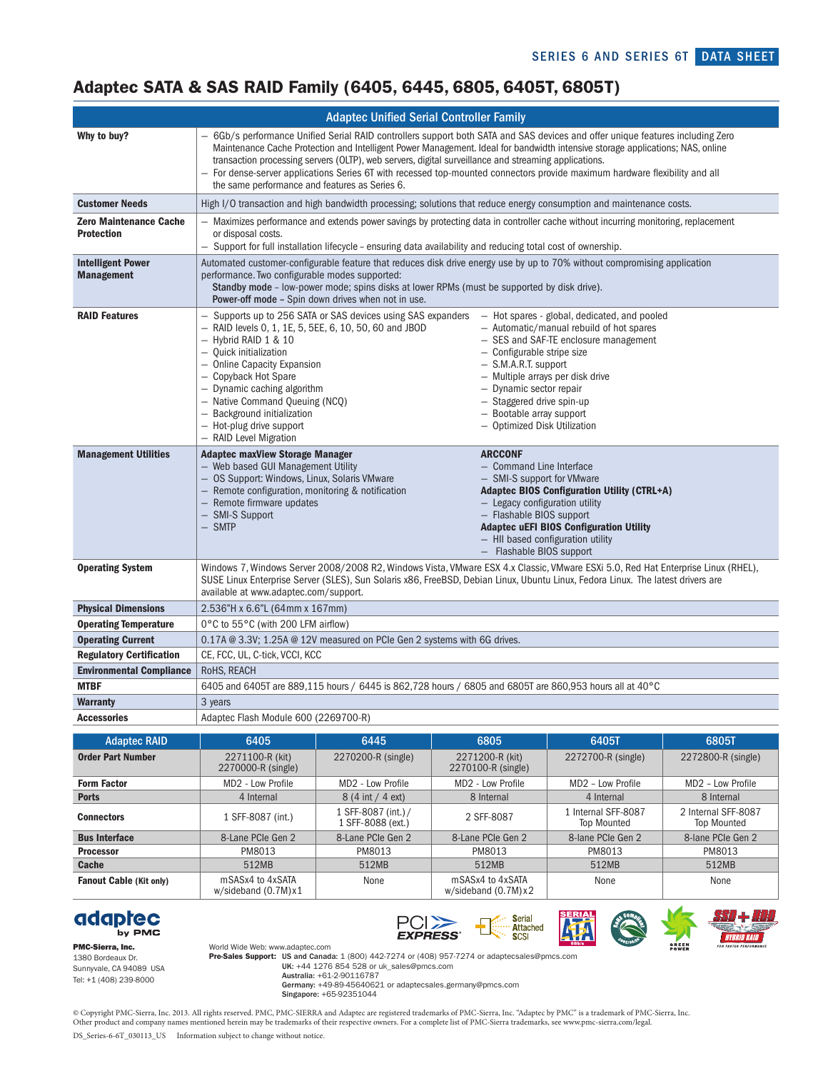# Adaptec SATA & SAS RAID Family (6405, 6445, 6805, 6405T, 6805T)

| Adaptec Unified Serial Controller Family | |
|---|---|
| **Why to buy?** | – 6Gb/s performance Unified Serial RAID controllers support both SATA and SAS devices and offer unique features including Zero Maintenance Cache Protection and Intelligent Power Management. Ideal for bandwidth intensive storage applications; NAS, online transaction processing servers (OLTP), web servers, digital surveillance and streaming applications.<br>– For dense-server applications Series 6T with recessed top-mounted connectors provide maximum hardware flexibility and all the same performance and features as Series 6. |
| **Customer Needs** | High I/O transaction and high bandwidth processing; solutions that reduce energy consumption and maintenance costs. |
| **Zero Maintenance Cache Protection** | – Maximizes performance and extends power savings by protecting data in controller cache without incurring monitoring, replacement or disposal costs.<br>– Support for full installation lifecycle - ensuring data availability and reducing total cost of ownership. |
| **Intelligent Power Management** | Automated customer-configurable feature that reduces disk drive energy use by up to 70% without compromising application performance. Two configurable modes supported:<br>**Standby mode** – low-power mode; spins disks at lower RPMs (must be supported by disk drive).<br>**Power-off mode** – Spin down drives when not in use. |
| **RAID Features** | – Supports up to 256 SATA or SAS devices using SAS expanders<br>– RAID levels 0, 1, 1E, 5, 5EE, 6, 10, 50, 60 and JBOD<br>– Hybrid RAID 1 & 10<br>– Quick initialization<br>– Online Capacity Expansion<br>– Copyback Hot Spare<br>– Dynamic caching algorithm<br>– Native Command Queuing (NCQ)<br>– Background initialization<br>– Hot-plug drive support<br>– RAID Level Migration<br>– Hot spares - global, dedicated, and pooled<br>– Automatic/manual rebuild of hot spares<br>– SES and SAF-TE enclosure management<br>– Configurable stripe size<br>– S.M.A.R.T. support<br>– Multiple arrays per disk drive<br>– Dynamic sector repair<br>– Staggered drive spin-up<br>– Bootable array support<br>– Optimized Disk Utilization |
| **Management Utilities** | **Adaptec maxView Storage Manager**<br>– Web based GUI Management Utility<br>– OS Support: Windows, Linux, Solaris VMware<br>– Remote configuration, monitoring & notification<br>– Remote firmware updates<br>– SMI-S Support<br>– SMTP<br>**ARCCONF**<br>– Command Line Interface<br>– SMI-S support for VMware<br>**Adaptec BIOS Configuration Utility (CTRL+A)**<br>– Legacy configuration utility<br>– Flashable BIOS support<br>**Adaptec uEFI BIOS Configuration Utility**<br>– HII based configuration utility<br>– Flashable BIOS support |
| **Operating System** | Windows 7, Windows Server 2008/2008 R2, Windows Vista, VMware ESX 4.x Classic, VMware ESXi 5.0, Red Hat Enterprise Linux (RHEL), SUSE Linux Enterprise Server (SLES), Sun Solaris x86, FreeBSD, Debian Linux, Ubuntu Linux, Fedora Linux. The latest drivers are available at www.adaptec.com/support. |
| **Physical Dimensions** | 2.536"H x 6.6"L (64mm x 167mm) |
| **Operating Temperature** | 0°C to 55°C (with 200 LFM airflow) |
| **Operating Current** | 0.17A @ 3.3V; 1.25A @ 12V measured on PCIe Gen 2 systems with 6G drives. |
| **Regulatory Certification** | CE, FCC, UL, C-tick, VCCI, KCC |
| **Environmental Compliance** | RoHS, REACH |
| **MTBF** | 6405 and 6405T are 889,115 hours / 6445 is 862,728 hours / 6805 and 6805T are 860,953 hours all at 40°C |
| **Warranty** | 3 years |
| **Accessories** | Adaptec Flash Module 600 (2269700-R) |

| Adaptec RAID | 6405 | 6445 | 6805 | 6405T | 6805T |
|---|---|---|---|---|---|
| **Order Part Number** | 2271100-R (kit)<br>2270000-R (single) | 2270200-R (single) | 2271200-R (kit)<br>2270100-R (single) | 2272700-R (single) | 2272800-R (single) |
| **Form Factor** | MD2 - Low Profile | MD2 - Low Profile | MD2 - Low Profile | MD2 – Low Profile | MD2 – Low Profile |
| **Ports** | 4 Internal | 8 (4 int / 4 ext) | 8 Internal | 4 Internal | 8 Internal |
| **Connectors** | 1 SFF-8087 (int.) | 1 SFF-8087 (int.) /<br>1 SFF-8088 (ext.) | 2 SFF-8087 | 1 Internal SFF-8087<br>Top Mounted | 2 Internal SFF-8087<br>Top Mounted |
| **Bus Interface** | 8-Lane PCIe Gen 2 | 8-Lane PCIe Gen 2 | 8-Lane PCIe Gen 2 | 8-lane PCIe Gen 2 | 8-lane PCIe Gen 2 |
| **Processor** | PM8013 | PM8013 | PM8013 | PM8013 | PM8013 |
| **Cache** | 512MB | 512MB | 512MB | 512MB | 512MB |
| **Fanout Cable (Kit only)** | mSASx4 to 4xSATA<br>w/sideband (0.7M)x1 | None | mSASx4 to 4xSATA<br>w/sideband (0.7M)x2 | None | None |

**PMC-Sierra, Inc.**
1380 Bordeaux Dr.
Sunnyvale, CA 94089 USA
Tel: +1 (408) 239-8000

World Wide Web: www.adaptec.com
**Pre-Sales Support:** **US and Canada:** 1 (800) 442-7274 or (408) 957-7274 or adaptecsales@pmcs.com
**UK:** +44 1276 854 528 or uk_sales@pmcs.com
**Australia:** +61-2-90116787
**Germany:** +49-89-45640621 or adaptecsales.germany@pmcs.com
**Singapore:** +65-92351044

© Copyright PMC-Sierra, Inc. 2013. All rights reserved. PMC, PMC-SIERRA and Adaptec are registered trademarks of PMC-Sierra, Inc. "Adaptec by PMC" is a trademark of PMC-Sierra, Inc. Other product and company names mentioned herein may be trademarks of their respective owners. For a complete list of PMC-Sierra trademarks, see www.pmc-sierra.com/legal.

DS_Series-6-6T_030113_US Information subject to change without notice.